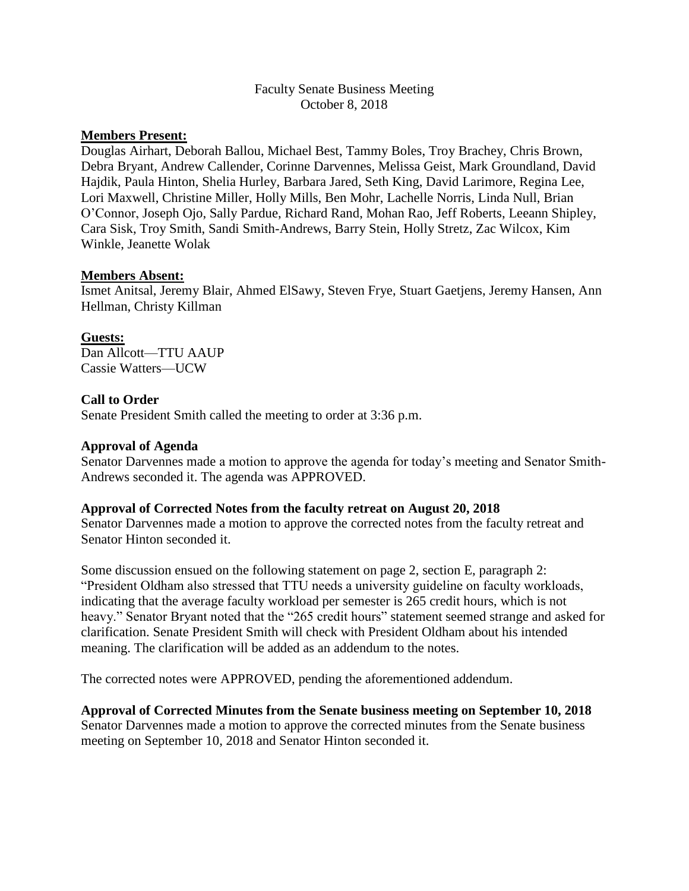Faculty Senate Business Meeting
October 8, 2018

**Members Present:**

Douglas Airhart, Deborah Ballou, Michael Best, Tammy Boles, Troy Brachey, Chris Brown, Debra Bryant, Andrew Callender, Corinne Darvennes, Melissa Geist, Mark Groundland, David Hajdik, Paula Hinton, Shelia Hurley, Barbara Jared, Seth King, David Larimore, Regina Lee, Lori Maxwell, Christine Miller, Holly Mills, Ben Mohr, Lachelle Norris, Linda Null, Brian O'Connor, Joseph Ojo, Sally Pardue, Richard Rand, Mohan Rao, Jeff Roberts, Leeann Shipley, Cara Sisk, Troy Smith, Sandi Smith-Andrews, Barry Stein, Holly Stretz, Zac Wilcox, Kim Winkle, Jeanette Wolak

**Members Absent:**

Ismet Anitsal, Jeremy Blair, Ahmed ElSawy, Steven Frye, Stuart Gaetjens, Jeremy Hansen, Ann Hellman, Christy Killman

**Guests:**

Dan Allcott—TTU AAUP
Cassie Watters—UCW

**Call to Order**

Senate President Smith called the meeting to order at 3:36 p.m.

**Approval of Agenda**

Senator Darvennes made a motion to approve the agenda for today's meeting and Senator Smith-Andrews seconded it. The agenda was APPROVED.

**Approval of Corrected Notes from the faculty retreat on August 20, 2018**

Senator Darvennes made a motion to approve the corrected notes from the faculty retreat and Senator Hinton seconded it.

Some discussion ensued on the following statement on page 2, section E, paragraph 2: "President Oldham also stressed that TTU needs a university guideline on faculty workloads, indicating that the average faculty workload per semester is 265 credit hours, which is not heavy." Senator Bryant noted that the "265 credit hours" statement seemed strange and asked for clarification. Senate President Smith will check with President Oldham about his intended meaning. The clarification will be added as an addendum to the notes.

The corrected notes were APPROVED, pending the aforementioned addendum.

**Approval of Corrected Minutes from the Senate business meeting on September 10, 2018**

Senator Darvennes made a motion to approve the corrected minutes from the Senate business meeting on September 10, 2018 and Senator Hinton seconded it.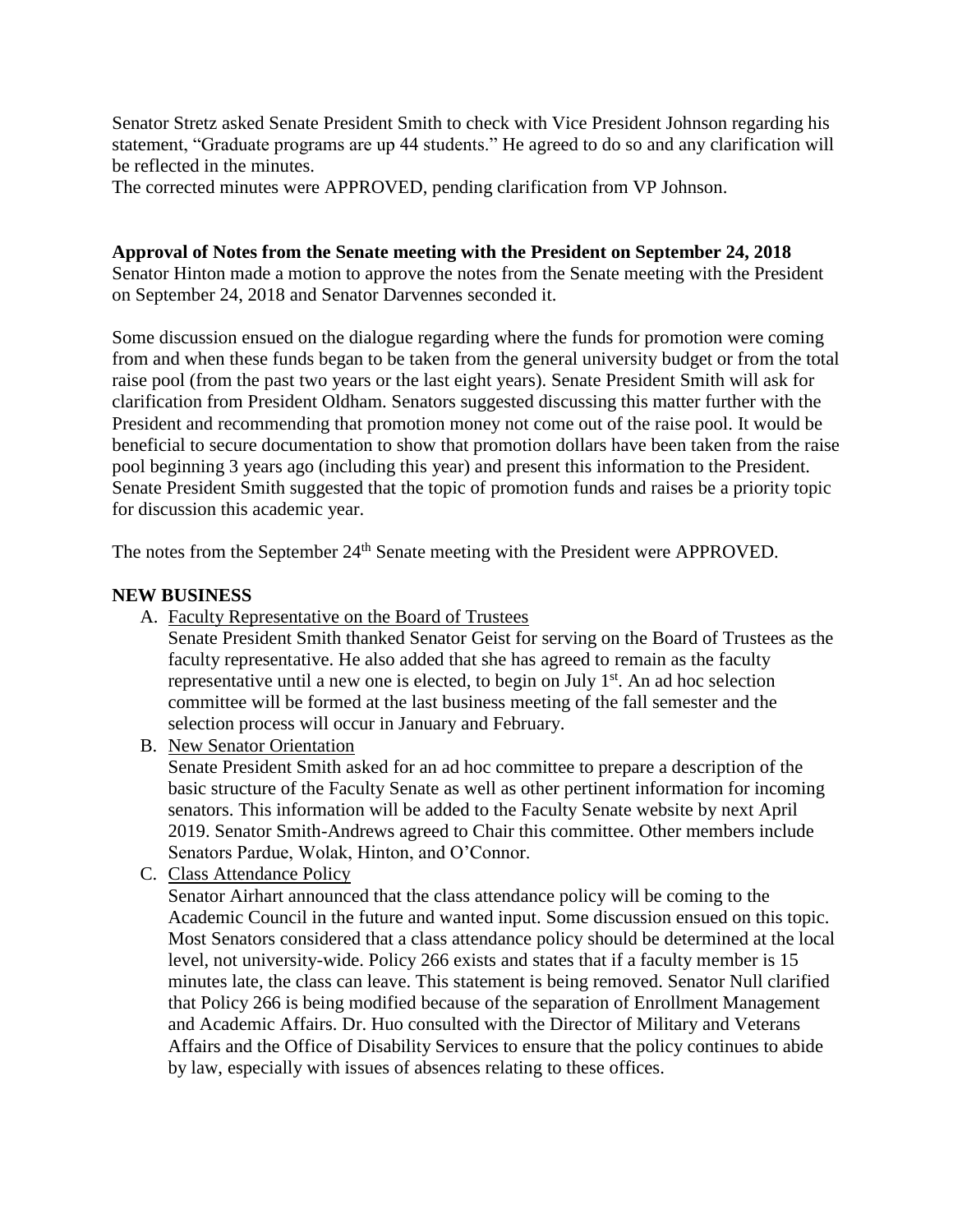Senator Stretz asked Senate President Smith to check with Vice President Johnson regarding his statement, "Graduate programs are up 44 students." He agreed to do so and any clarification will be reflected in the minutes.

The corrected minutes were APPROVED, pending clarification from VP Johnson.

**Approval of Notes from the Senate meeting with the President on September 24, 2018**

Senator Hinton made a motion to approve the notes from the Senate meeting with the President on September 24, 2018 and Senator Darvennes seconded it.

Some discussion ensued on the dialogue regarding where the funds for promotion were coming from and when these funds began to be taken from the general university budget or from the total raise pool (from the past two years or the last eight years). Senate President Smith will ask for clarification from President Oldham. Senators suggested discussing this matter further with the President and recommending that promotion money not come out of the raise pool. It would be beneficial to secure documentation to show that promotion dollars have been taken from the raise pool beginning 3 years ago (including this year) and present this information to the President. Senate President Smith suggested that the topic of promotion funds and raises be a priority topic for discussion this academic year.

The notes from the September 24th Senate meeting with the President were APPROVED.

**NEW BUSINESS**

A. Faculty Representative on the Board of Trustees

   Senate President Smith thanked Senator Geist for serving on the Board of Trustees as the faculty representative. He also added that she has agreed to remain as the faculty representative until a new one is elected, to begin on July 1st. An ad hoc selection committee will be formed at the last business meeting of the fall semester and the selection process will occur in January and February.

B. New Senator Orientation

   Senate President Smith asked for an ad hoc committee to prepare a description of the basic structure of the Faculty Senate as well as other pertinent information for incoming senators. This information will be added to the Faculty Senate website by next April 2019. Senator Smith-Andrews agreed to Chair this committee. Other members include Senators Pardue, Wolak, Hinton, and O'Connor.

C. Class Attendance Policy

   Senator Airhart announced that the class attendance policy will be coming to the Academic Council in the future and wanted input. Some discussion ensued on this topic. Most Senators considered that a class attendance policy should be determined at the local level, not university-wide. Policy 266 exists and states that if a faculty member is 15 minutes late, the class can leave. This statement is being removed. Senator Null clarified that Policy 266 is being modified because of the separation of Enrollment Management and Academic Affairs. Dr. Huo consulted with the Director of Military and Veterans Affairs and the Office of Disability Services to ensure that the policy continues to abide by law, especially with issues of absences relating to these offices.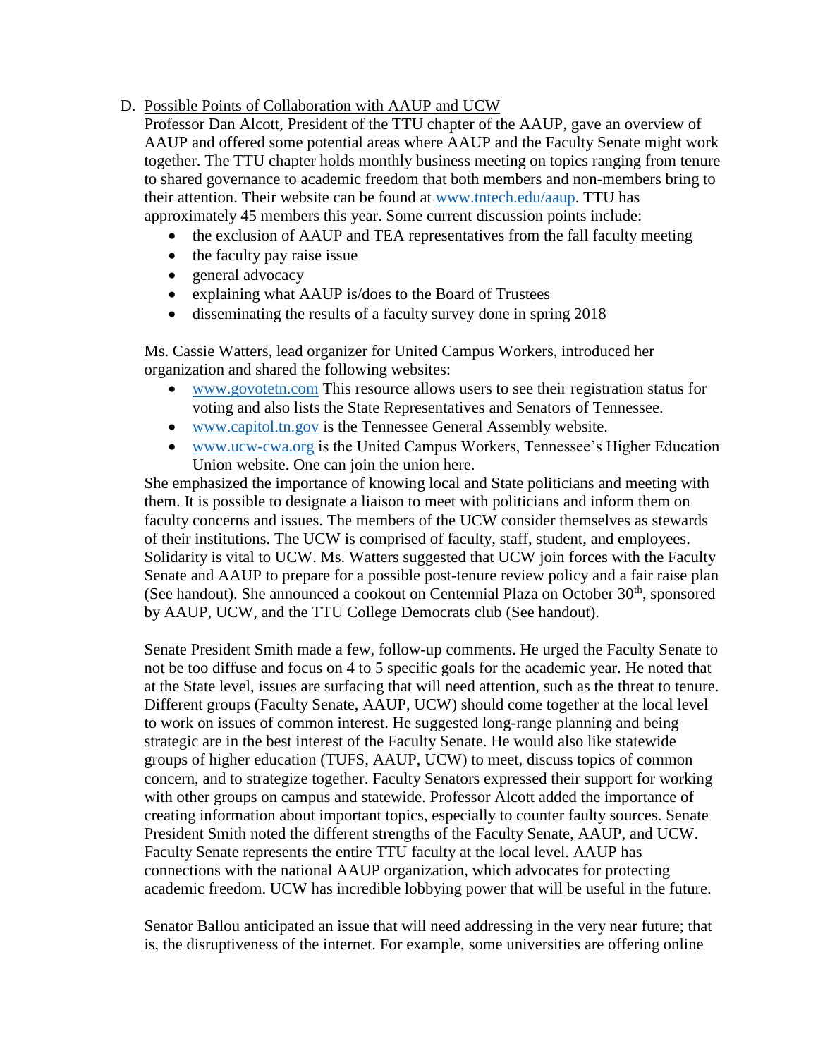D. Possible Points of Collaboration with AAUP and UCW

Professor Dan Alcott, President of the TTU chapter of the AAUP, gave an overview of AAUP and offered some potential areas where AAUP and the Faculty Senate might work together. The TTU chapter holds monthly business meeting on topics ranging from tenure to shared governance to academic freedom that both members and non-members bring to their attention. Their website can be found at www.tntech.edu/aaup. TTU has approximately 45 members this year. Some current discussion points include:

- the exclusion of AAUP and TEA representatives from the fall faculty meeting
- the faculty pay raise issue
- general advocacy
- explaining what AAUP is/does to the Board of Trustees
- disseminating the results of a faculty survey done in spring 2018

Ms. Cassie Watters, lead organizer for United Campus Workers, introduced her organization and shared the following websites:

- www.govotetn.com This resource allows users to see their registration status for voting and also lists the State Representatives and Senators of Tennessee.
- www.capitol.tn.gov is the Tennessee General Assembly website.
- www.ucw-cwa.org is the United Campus Workers, Tennessee's Higher Education Union website. One can join the union here.

She emphasized the importance of knowing local and State politicians and meeting with them. It is possible to designate a liaison to meet with politicians and inform them on faculty concerns and issues. The members of the UCW consider themselves as stewards of their institutions. The UCW is comprised of faculty, staff, student, and employees. Solidarity is vital to UCW. Ms. Watters suggested that UCW join forces with the Faculty Senate and AAUP to prepare for a possible post-tenure review policy and a fair raise plan (See handout). She announced a cookout on Centennial Plaza on October 30th, sponsored by AAUP, UCW, and the TTU College Democrats club (See handout).

Senate President Smith made a few, follow-up comments. He urged the Faculty Senate to not be too diffuse and focus on 4 to 5 specific goals for the academic year. He noted that at the State level, issues are surfacing that will need attention, such as the threat to tenure. Different groups (Faculty Senate, AAUP, UCW) should come together at the local level to work on issues of common interest. He suggested long-range planning and being strategic are in the best interest of the Faculty Senate. He would also like statewide groups of higher education (TUFS, AAUP, UCW) to meet, discuss topics of common concern, and to strategize together. Faculty Senators expressed their support for working with other groups on campus and statewide. Professor Alcott added the importance of creating information about important topics, especially to counter faulty sources. Senate President Smith noted the different strengths of the Faculty Senate, AAUP, and UCW. Faculty Senate represents the entire TTU faculty at the local level. AAUP has connections with the national AAUP organization, which advocates for protecting academic freedom. UCW has incredible lobbying power that will be useful in the future.

Senator Ballou anticipated an issue that will need addressing in the very near future; that is, the disruptiveness of the internet. For example, some universities are offering online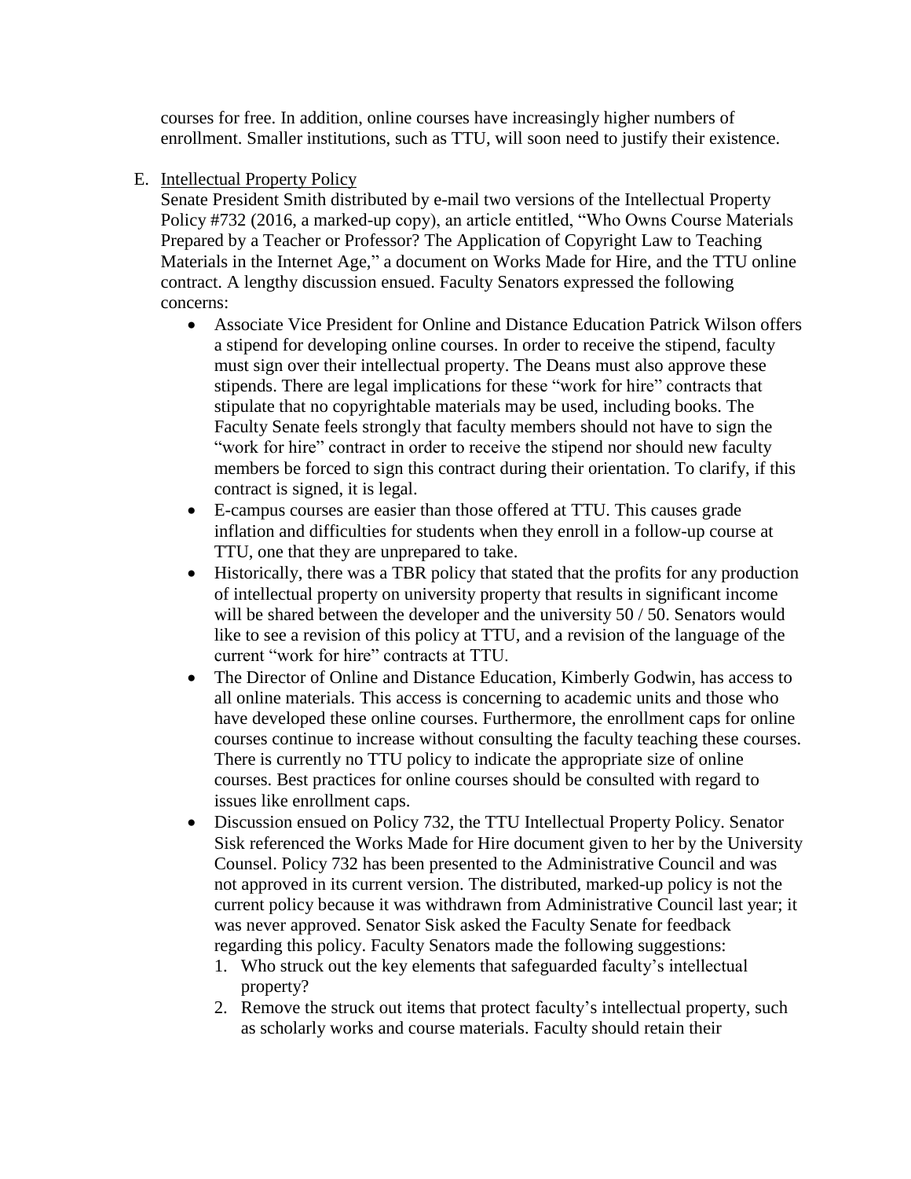courses for free. In addition, online courses have increasingly higher numbers of enrollment. Smaller institutions, such as TTU, will soon need to justify their existence.

E. Intellectual Property Policy

Senate President Smith distributed by e-mail two versions of the Intellectual Property Policy #732 (2016, a marked-up copy), an article entitled, "Who Owns Course Materials Prepared by a Teacher or Professor? The Application of Copyright Law to Teaching Materials in the Internet Age," a document on Works Made for Hire, and the TTU online contract. A lengthy discussion ensued. Faculty Senators expressed the following concerns:

- Associate Vice President for Online and Distance Education Patrick Wilson offers a stipend for developing online courses. In order to receive the stipend, faculty must sign over their intellectual property. The Deans must also approve these stipends. There are legal implications for these "work for hire" contracts that stipulate that no copyrightable materials may be used, including books. The Faculty Senate feels strongly that faculty members should not have to sign the "work for hire" contract in order to receive the stipend nor should new faculty members be forced to sign this contract during their orientation. To clarify, if this contract is signed, it is legal.
- E-campus courses are easier than those offered at TTU. This causes grade inflation and difficulties for students when they enroll in a follow-up course at TTU, one that they are unprepared to take.
- Historically, there was a TBR policy that stated that the profits for any production of intellectual property on university property that results in significant income will be shared between the developer and the university 50 / 50. Senators would like to see a revision of this policy at TTU, and a revision of the language of the current "work for hire" contracts at TTU.
- The Director of Online and Distance Education, Kimberly Godwin, has access to all online materials. This access is concerning to academic units and those who have developed these online courses. Furthermore, the enrollment caps for online courses continue to increase without consulting the faculty teaching these courses. There is currently no TTU policy to indicate the appropriate size of online courses. Best practices for online courses should be consulted with regard to issues like enrollment caps.
- Discussion ensued on Policy 732, the TTU Intellectual Property Policy. Senator Sisk referenced the Works Made for Hire document given to her by the University Counsel. Policy 732 has been presented to the Administrative Council and was not approved in its current version. The distributed, marked-up policy is not the current policy because it was withdrawn from Administrative Council last year; it was never approved. Senator Sisk asked the Faculty Senate for feedback regarding this policy. Faculty Senators made the following suggestions:
  1. Who struck out the key elements that safeguarded faculty's intellectual property?
  2. Remove the struck out items that protect faculty's intellectual property, such as scholarly works and course materials. Faculty should retain their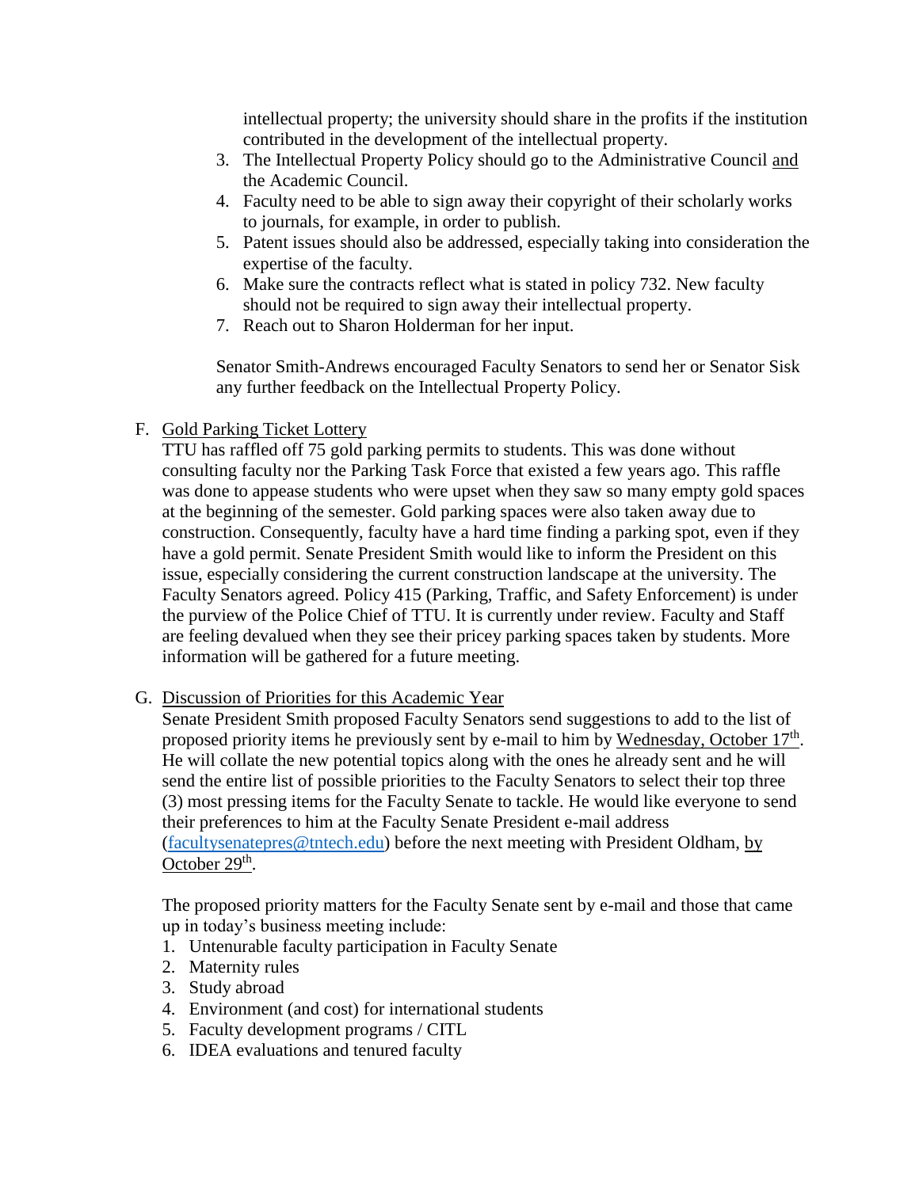intellectual property; the university should share in the profits if the institution contributed in the development of the intellectual property.

3. The Intellectual Property Policy should go to the Administrative Council and the Academic Council.
4. Faculty need to be able to sign away their copyright of their scholarly works to journals, for example, in order to publish.
5. Patent issues should also be addressed, especially taking into consideration the expertise of the faculty.
6. Make sure the contracts reflect what is stated in policy 732. New faculty should not be required to sign away their intellectual property.
7. Reach out to Sharon Holderman for her input.

Senator Smith-Andrews encouraged Faculty Senators to send her or Senator Sisk any further feedback on the Intellectual Property Policy.

F. Gold Parking Ticket Lottery

TTU has raffled off 75 gold parking permits to students. This was done without consulting faculty nor the Parking Task Force that existed a few years ago. This raffle was done to appease students who were upset when they saw so many empty gold spaces at the beginning of the semester. Gold parking spaces were also taken away due to construction. Consequently, faculty have a hard time finding a parking spot, even if they have a gold permit. Senate President Smith would like to inform the President on this issue, especially considering the current construction landscape at the university. The Faculty Senators agreed. Policy 415 (Parking, Traffic, and Safety Enforcement) is under the purview of the Police Chief of TTU. It is currently under review. Faculty and Staff are feeling devalued when they see their pricey parking spaces taken by students. More information will be gathered for a future meeting.

G. Discussion of Priorities for this Academic Year

Senate President Smith proposed Faculty Senators send suggestions to add to the list of proposed priority items he previously sent by e-mail to him by Wednesday, October 17th. He will collate the new potential topics along with the ones he already sent and he will send the entire list of possible priorities to the Faculty Senators to select their top three (3) most pressing items for the Faculty Senate to tackle. He would like everyone to send their preferences to him at the Faculty Senate President e-mail address (facultysenatepres@tntech.edu) before the next meeting with President Oldham, by October 29th.

The proposed priority matters for the Faculty Senate sent by e-mail and those that came up in today's business meeting include:

1. Untenurable faculty participation in Faculty Senate
2. Maternity rules
3. Study abroad
4. Environment (and cost) for international students
5. Faculty development programs / CITL
6. IDEA evaluations and tenured faculty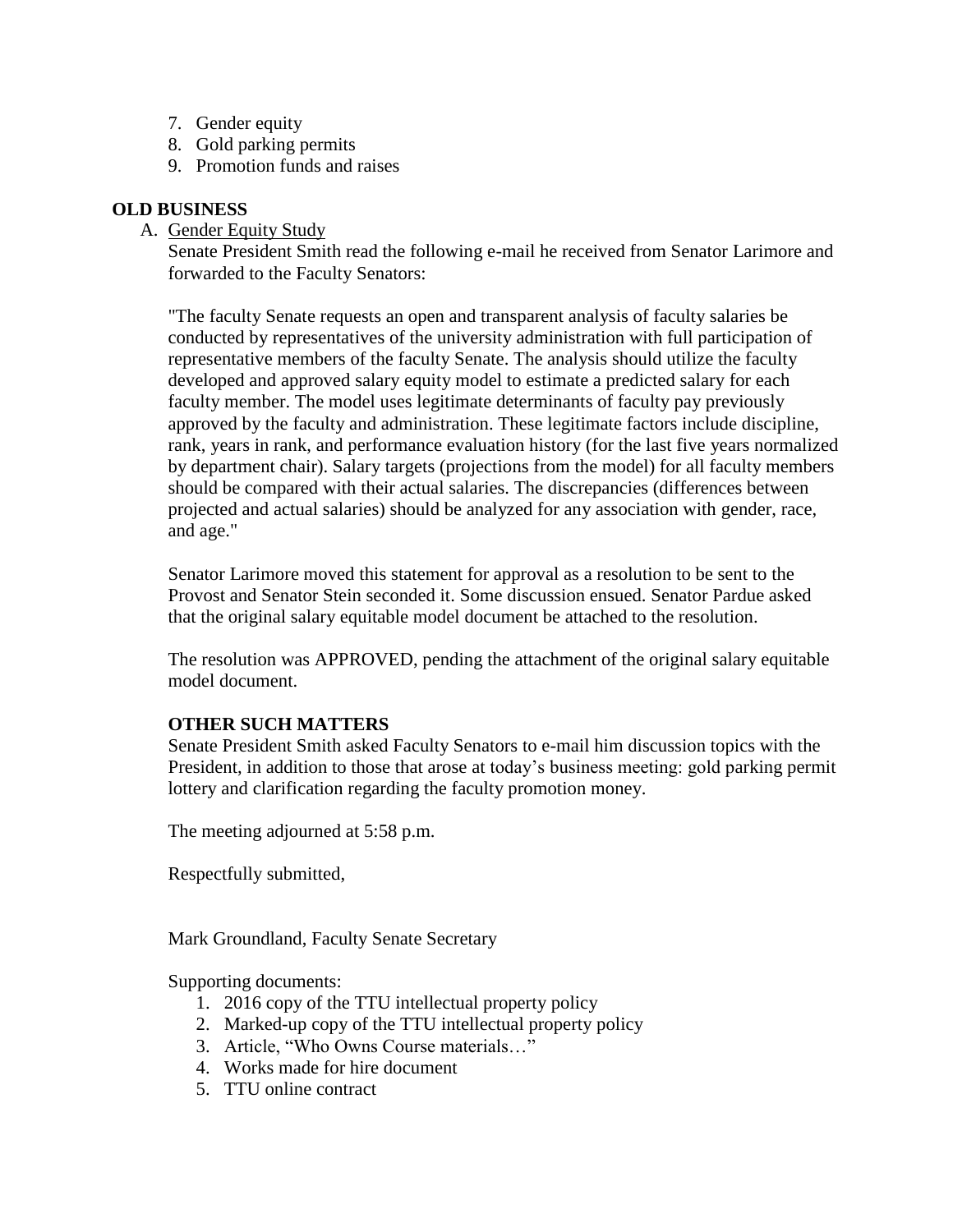7. Gender equity
8. Gold parking permits
9. Promotion funds and raises

## OLD BUSINESS

A. Gender Equity Study

Senate President Smith read the following e-mail he received from Senator Larimore and forwarded to the Faculty Senators:

"The faculty Senate requests an open and transparent analysis of faculty salaries be conducted by representatives of the university administration with full participation of representative members of the faculty Senate. The analysis should utilize the faculty developed and approved salary equity model to estimate a predicted salary for each faculty member. The model uses legitimate determinants of faculty pay previously approved by the faculty and administration. These legitimate factors include discipline, rank, years in rank, and performance evaluation history (for the last five years normalized by department chair). Salary targets (projections from the model) for all faculty members should be compared with their actual salaries. The discrepancies (differences between projected and actual salaries) should be analyzed for any association with gender, race, and age."

Senator Larimore moved this statement for approval as a resolution to be sent to the Provost and Senator Stein seconded it. Some discussion ensued. Senator Pardue asked that the original salary equitable model document be attached to the resolution.

The resolution was APPROVED, pending the attachment of the original salary equitable model document.

## OTHER SUCH MATTERS

Senate President Smith asked Faculty Senators to e-mail him discussion topics with the President, in addition to those that arose at today's business meeting: gold parking permit lottery and clarification regarding the faculty promotion money.

The meeting adjourned at 5:58 p.m.

Respectfully submitted,

Mark Groundland, Faculty Senate Secretary

Supporting documents:

1. 2016 copy of the TTU intellectual property policy
2. Marked-up copy of the TTU intellectual property policy
3. Article, "Who Owns Course materials…"
4. Works made for hire document
5. TTU online contract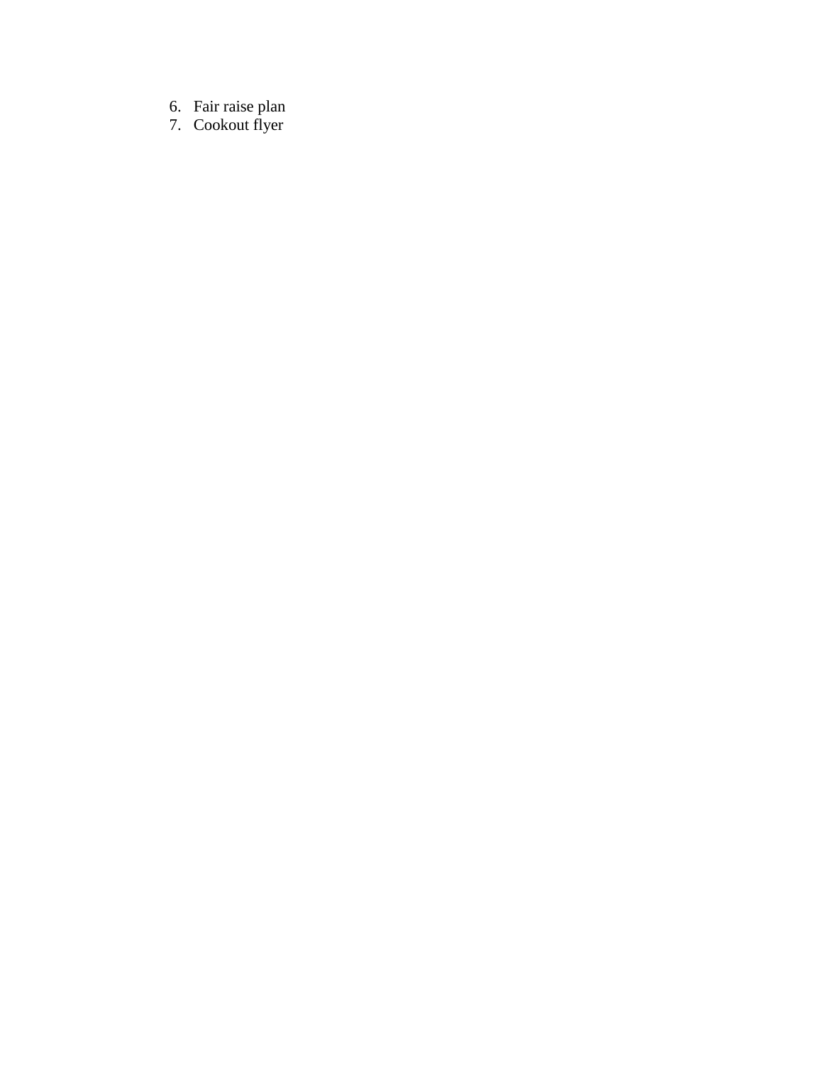6. Fair raise plan
7. Cookout flyer